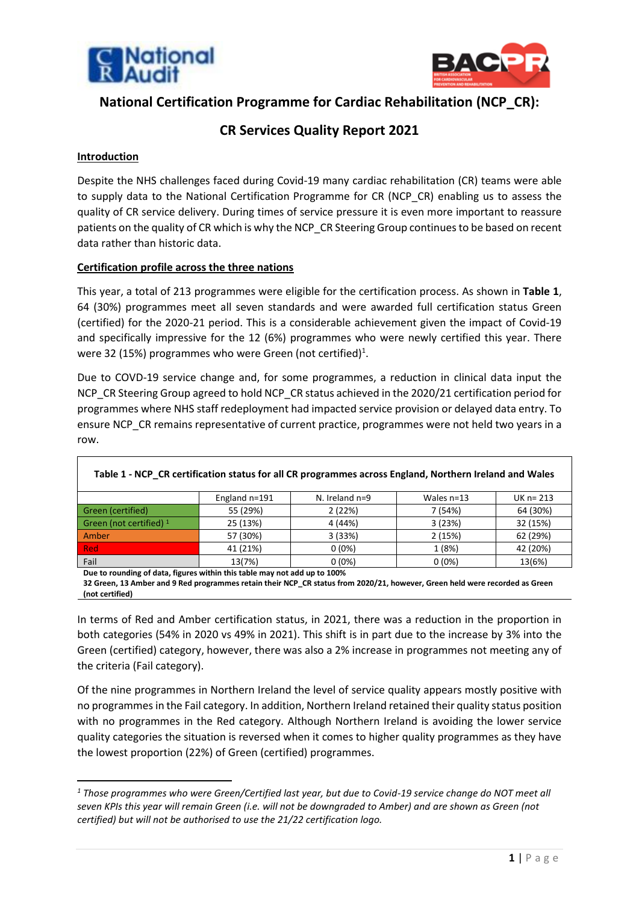# National Certification Programme for Cardiac Rehabilitation (NCP_CR):

## CR Services Quality Report 2021

### Introduction

Despite the NHS challenges faced during Covid-19 many cardiac rehabilitation (CR) teams were able to supply data to the National Certification Programme for CR (NCP_CR) enabling us to assess the quality of CR service delivery. During times of service pressure it is even more important to reassure patients on the quality of CR which is why the NCP_CR Steering Group continues to be based on recent data rather than historic data.

### Certification profile across the three nations

This year, a total of 213 programmes were eligible for the certification process. As shown in **Table 1**, 64 (30%) programmes meet all seven standards and were awarded full certification status Green (certified) for the 2020-21 period. This is a considerable achievement given the impact of Covid-19 and specifically impressive for the 12 (6%) programmes who were newly certified this year. There were 32 (15%) programmes who were Green (not certified)[1].

Due to COVD-19 service change and, for some programmes, a reduction in clinical data input the NCP_CR Steering Group agreed to hold NCP_CR status achieved in the 2020/21 certification period for programmes where NHS staff redeployment had impacted service provision or delayed data entry. To ensure NCP_CR remains representative of current practice, programmes were not held two years in a row.

**Table 1 - NCP_CR certification status for all CR programmes across England, Northern Ireland and Wales**

| | England n=191 | N. Ireland n=9 | Wales n=13 | UK n= 213 |
|---|---|---|---|---|
| Green (certified) | 55 (29%) | 2 (22%) | 7 (54%) | 64 (30%) |
| Green (not certified) [1] | 25 (13%) | 4 (44%) | 3 (23%) | 32 (15%) |
| Amber | 57 (30%) | 3 (33%) | 2 (15%) | 62 (29%) |
| Red | 41 (21%) | 0 (0%) | 1 (8%) | 42 (20%) |
| Fail | 13(7%) | 0 (0%) | 0 (0%) | 13(6%) |

**Due to rounding of data, figures within this table may not add up to 100%**
**32 Green, 13 Amber and 9 Red programmes retain their NCP_CR status from 2020/21, however, Green held were recorded as Green (not certified)**

In terms of Red and Amber certification status, in 2021, there was a reduction in the proportion in both categories (54% in 2020 vs 49% in 2021). This shift is in part due to the increase by 3% into the Green (certified) category, however, there was also a 2% increase in programmes not meeting any of the criteria (Fail category).

Of the nine programmes in Northern Ireland the level of service quality appears mostly positive with no programmes in the Fail category. In addition, Northern Ireland retained their quality status position with no programmes in the Red category. Although Northern Ireland is avoiding the lower service quality categories the situation is reversed when it comes to higher quality programmes as they have the lowest proportion (22%) of Green (certified) programmes.

---

[1] *Those programmes who were Green/Certified last year, but due to Covid-19 service change do NOT meet all seven KPIs this year will remain Green (i.e. will not be downgraded to Amber) and are shown as Green (not certified) but will not be authorised to use the 21/22 certification logo.*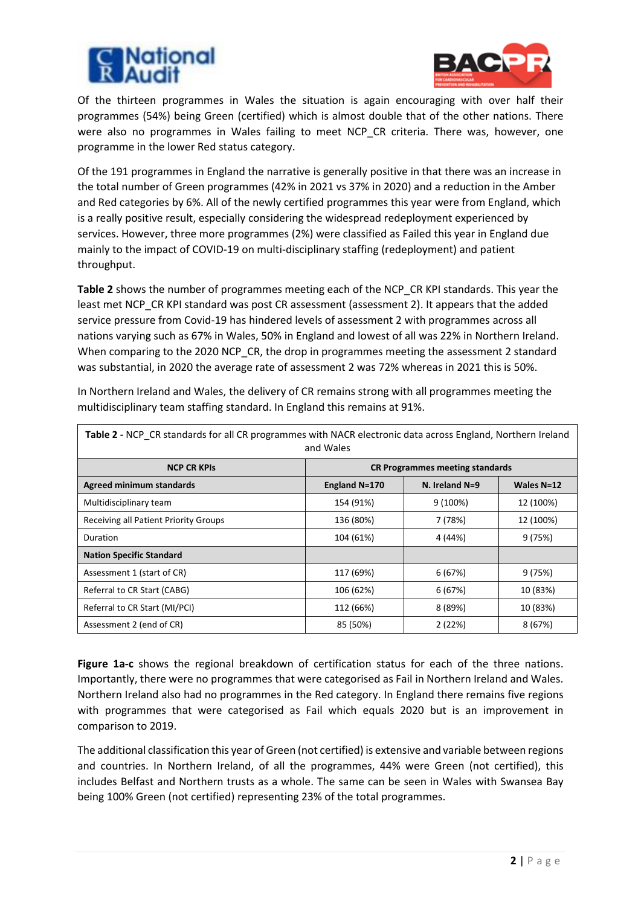Of the thirteen programmes in Wales the situation is again encouraging with over half their programmes (54%) being Green (certified) which is almost double that of the other nations. There were also no programmes in Wales failing to meet NCP_CR criteria. There was, however, one programme in the lower Red status category.

Of the 191 programmes in England the narrative is generally positive in that there was an increase in the total number of Green programmes (42% in 2021 vs 37% in 2020) and a reduction in the Amber and Red categories by 6%. All of the newly certified programmes this year were from England, which is a really positive result, especially considering the widespread redeployment experienced by services. However, three more programmes (2%) were classified as Failed this year in England due mainly to the impact of COVID-19 on multi-disciplinary staffing (redeployment) and patient throughput.

**Table 2** shows the number of programmes meeting each of the NCP_CR KPI standards. This year the least met NCP_CR KPI standard was post CR assessment (assessment 2). It appears that the added service pressure from Covid-19 has hindered levels of assessment 2 with programmes across all nations varying such as 67% in Wales, 50% in England and lowest of all was 22% in Northern Ireland. When comparing to the 2020 NCP_CR, the drop in programmes meeting the assessment 2 standard was substantial, in 2020 the average rate of assessment 2 was 72% whereas in 2021 this is 50%.

In Northern Ireland and Wales, the delivery of CR remains strong with all programmes meeting the multidisciplinary team staffing standard. In England this remains at 91%.

**Table 2 -** NCP_CR standards for all CR programmes with NACR electronic data across England, Northern Ireland and Wales

| NCP CR KPIs | CR Programmes meeting standards | | |
|---|---|---|---|
| **Agreed minimum standards** | **England N=170** | **N. Ireland N=9** | **Wales N=12** |
| Multidisciplinary team | 154 (91%) | 9 (100%) | 12 (100%) |
| Receiving all Patient Priority Groups | 136 (80%) | 7 (78%) | 12 (100%) |
| Duration | 104 (61%) | 4 (44%) | 9 (75%) |
| **Nation Specific Standard** | | | |
| Assessment 1 (start of CR) | 117 (69%) | 6 (67%) | 9 (75%) |
| Referral to CR Start (CABG) | 106 (62%) | 6 (67%) | 10 (83%) |
| Referral to CR Start (MI/PCI) | 112 (66%) | 8 (89%) | 10 (83%) |
| Assessment 2 (end of CR) | 85 (50%) | 2 (22%) | 8 (67%) |

**Figure 1a-c** shows the regional breakdown of certification status for each of the three nations. Importantly, there were no programmes that were categorised as Fail in Northern Ireland and Wales. Northern Ireland also had no programmes in the Red category. In England there remains five regions with programmes that were categorised as Fail which equals 2020 but is an improvement in comparison to 2019.

The additional classification this year of Green (not certified) is extensive and variable between regions and countries. In Northern Ireland, of all the programmes, 44% were Green (not certified), this includes Belfast and Northern trusts as a whole. The same can be seen in Wales with Swansea Bay being 100% Green (not certified) representing 23% of the total programmes.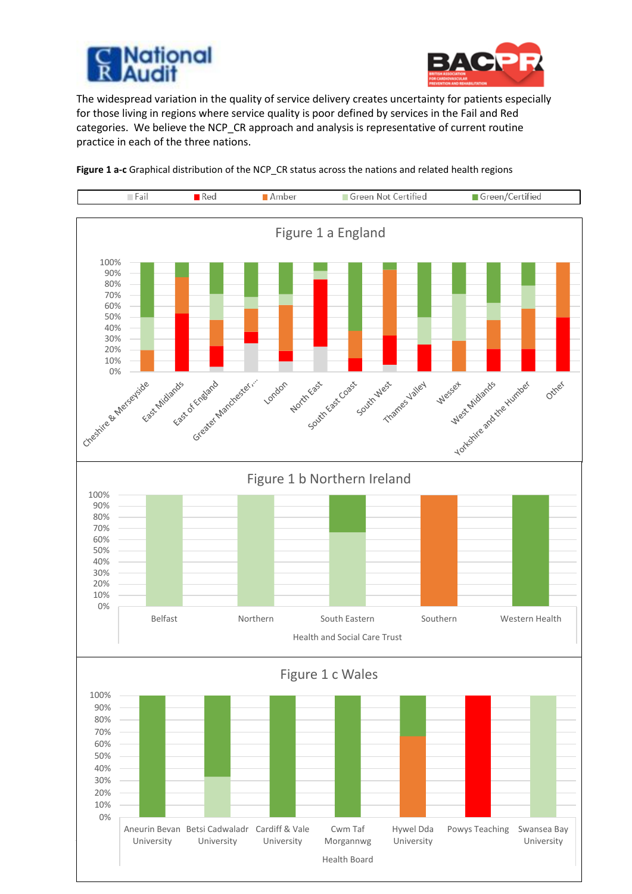The widespread variation in the quality of service delivery creates uncertainty for patients especially for those living in regions where service quality is poor defined by services in the Fail and Red categories. We believe the NCP_CR approach and analysis is representative of current routine practice in each of the three nations.

**Figure 1 a-c** Graphical distribution of the NCP_CR status across the nations and related health regions

Fail | Red | Amber | Green Not Certified | Green/Certified

Figure 1 a England

Cheshire & Merseyside, East Midlands, East of England, Greater Manchester,..., London, North East, South East Coast, South West, Thames Valley, Wessex, West Midlands, Yorkshire and the Humber, Other

Figure 1 b Northern Ireland

Belfast, Northern, South Eastern, Southern, Western Health

Health and Social Care Trust

Figure 1 c Wales

Aneurin Bevan University, Betsi Cadwaladr University, Cardiff & Vale University, Cwm Taf Morgannwg, Hywel Dda University, Powys Teaching, Swansea Bay University

Health Board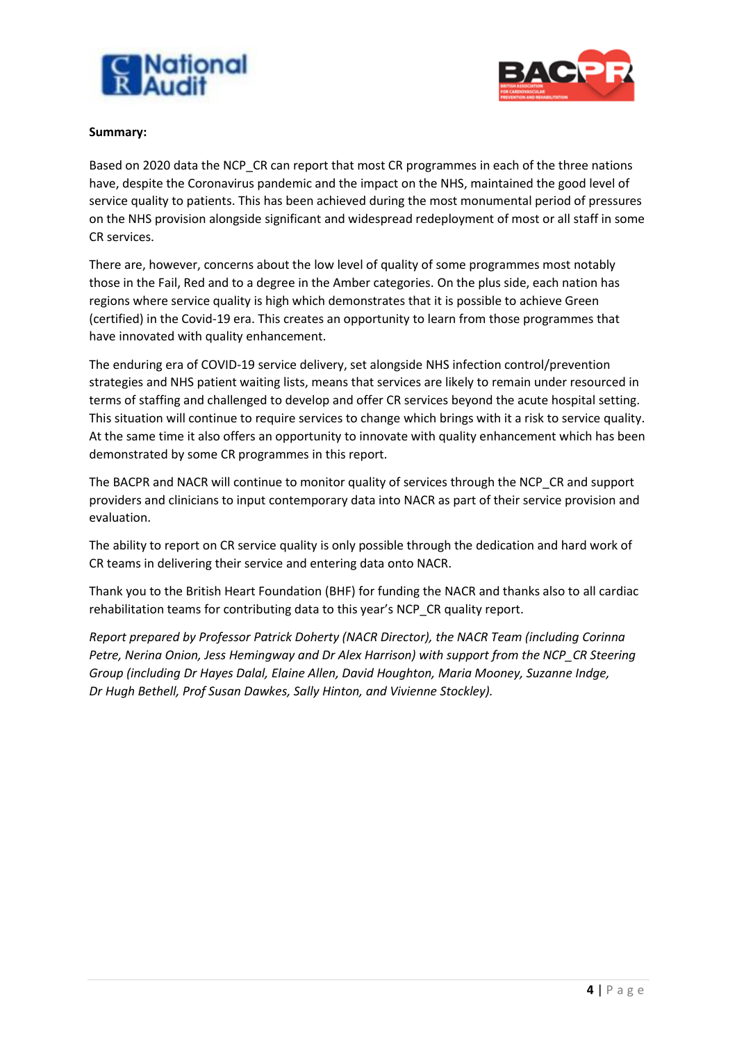**Summary:**

Based on 2020 data the NCP_CR can report that most CR programmes in each of the three nations have, despite the Coronavirus pandemic and the impact on the NHS, maintained the good level of service quality to patients. This has been achieved during the most monumental period of pressures on the NHS provision alongside significant and widespread redeployment of most or all staff in some CR services.

There are, however, concerns about the low level of quality of some programmes most notably those in the Fail, Red and to a degree in the Amber categories. On the plus side, each nation has regions where service quality is high which demonstrates that it is possible to achieve Green (certified) in the Covid-19 era. This creates an opportunity to learn from those programmes that have innovated with quality enhancement.

The enduring era of COVID-19 service delivery, set alongside NHS infection control/prevention strategies and NHS patient waiting lists, means that services are likely to remain under resourced in terms of staffing and challenged to develop and offer CR services beyond the acute hospital setting. This situation will continue to require services to change which brings with it a risk to service quality. At the same time it also offers an opportunity to innovate with quality enhancement which has been demonstrated by some CR programmes in this report.

The BACPR and NACR will continue to monitor quality of services through the NCP_CR and support providers and clinicians to input contemporary data into NACR as part of their service provision and evaluation.

The ability to report on CR service quality is only possible through the dedication and hard work of CR teams in delivering their service and entering data onto NACR.

Thank you to the British Heart Foundation (BHF) for funding the NACR and thanks also to all cardiac rehabilitation teams for contributing data to this year's NCP_CR quality report.

*Report prepared by Professor Patrick Doherty (NACR Director), the NACR Team (including Corinna Petre, Nerina Onion, Jess Hemingway and Dr Alex Harrison) with support from the NCP_CR Steering Group (including Dr Hayes Dalal, Elaine Allen, David Houghton, Maria Mooney, Suzanne Indge, Dr Hugh Bethell, Prof Susan Dawkes, Sally Hinton, and Vivienne Stockley).*